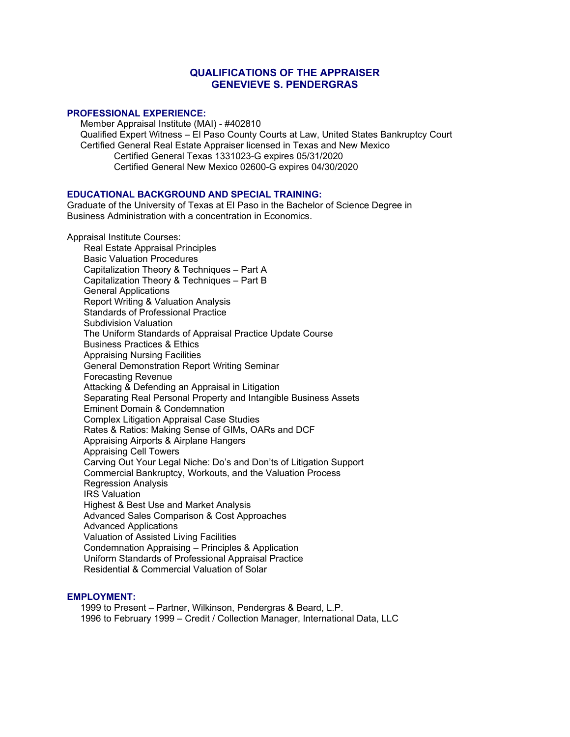# QUALIFICATIONS OF THE APPRAISER
# GENEVIEVE S. PENDERGRAS

## PROFESSIONAL EXPERIENCE:

Member Appraisal Institute (MAI) - #402810
Qualified Expert Witness – El Paso County Courts at Law, United States Bankruptcy Court
Certified General Real Estate Appraiser licensed in Texas and New Mexico
- Certified General Texas 1331023-G expires 05/31/2020
- Certified General New Mexico 02600-G expires 04/30/2020

## EDUCATIONAL BACKGROUND AND SPECIAL TRAINING:

Graduate of the University of Texas at El Paso in the Bachelor of Science Degree in Business Administration with a concentration in Economics.

Appraisal Institute Courses:
- Real Estate Appraisal Principles
- Basic Valuation Procedures
- Capitalization Theory & Techniques – Part A
- Capitalization Theory & Techniques – Part B
- General Applications
- Report Writing & Valuation Analysis
- Standards of Professional Practice
- Subdivision Valuation
- The Uniform Standards of Appraisal Practice Update Course
- Business Practices & Ethics
- Appraising Nursing Facilities
- General Demonstration Report Writing Seminar
- Forecasting Revenue
- Attacking & Defending an Appraisal in Litigation
- Separating Real Personal Property and Intangible Business Assets
- Eminent Domain & Condemnation
- Complex Litigation Appraisal Case Studies
- Rates & Ratios: Making Sense of GIMs, OARs and DCF
- Appraising Airports & Airplane Hangers
- Appraising Cell Towers
- Carving Out Your Legal Niche: Do's and Don'ts of Litigation Support
- Commercial Bankruptcy, Workouts, and the Valuation Process
- Regression Analysis
- IRS Valuation
- Highest & Best Use and Market Analysis
- Advanced Sales Comparison & Cost Approaches
- Advanced Applications
- Valuation of Assisted Living Facilities
- Condemnation Appraising – Principles & Application
- Uniform Standards of Professional Appraisal Practice
- Residential & Commercial Valuation of Solar

## EMPLOYMENT:

1999 to Present – Partner, Wilkinson, Pendergras & Beard, L.P.
1996 to February 1999 – Credit / Collection Manager, International Data, LLC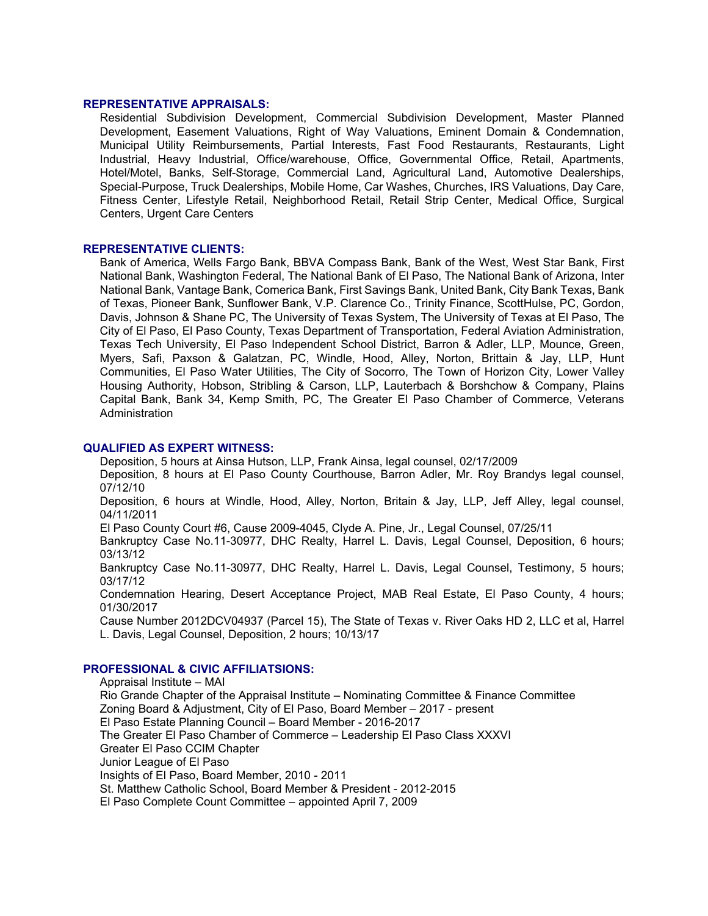### REPRESENTATIVE APPRAISALS:

Residential Subdivision Development, Commercial Subdivision Development, Master Planned Development, Easement Valuations, Right of Way Valuations, Eminent Domain & Condemnation, Municipal Utility Reimbursements, Partial Interests, Fast Food Restaurants, Restaurants, Light Industrial, Heavy Industrial, Office/warehouse, Office, Governmental Office, Retail, Apartments, Hotel/Motel, Banks, Self-Storage, Commercial Land, Agricultural Land, Automotive Dealerships, Special-Purpose, Truck Dealerships, Mobile Home, Car Washes, Churches, IRS Valuations, Day Care, Fitness Center, Lifestyle Retail, Neighborhood Retail, Retail Strip Center, Medical Office, Surgical Centers, Urgent Care Centers

### REPRESENTATIVE CLIENTS:

Bank of America, Wells Fargo Bank, BBVA Compass Bank, Bank of the West, West Star Bank, First National Bank, Washington Federal, The National Bank of El Paso, The National Bank of Arizona, Inter National Bank, Vantage Bank, Comerica Bank, First Savings Bank, United Bank, City Bank Texas, Bank of Texas, Pioneer Bank, Sunflower Bank, V.P. Clarence Co., Trinity Finance, ScottHulse, PC, Gordon, Davis, Johnson & Shane PC, The University of Texas System, The University of Texas at El Paso, The City of El Paso, El Paso County, Texas Department of Transportation, Federal Aviation Administration, Texas Tech University, El Paso Independent School District, Barron & Adler, LLP, Mounce, Green, Myers, Safi, Paxson & Galatzan, PC, Windle, Hood, Alley, Norton, Brittain & Jay, LLP, Hunt Communities, El Paso Water Utilities, The City of Socorro, The Town of Horizon City, Lower Valley Housing Authority, Hobson, Stribling & Carson, LLP, Lauterbach & Borshchow & Company, Plains Capital Bank, Bank 34, Kemp Smith, PC, The Greater El Paso Chamber of Commerce, Veterans Administration

### QUALIFIED AS EXPERT WITNESS:

Deposition, 5 hours at Ainsa Hutson, LLP, Frank Ainsa, legal counsel, 02/17/2009

Deposition, 8 hours at El Paso County Courthouse, Barron Adler, Mr. Roy Brandys legal counsel, 07/12/10

Deposition, 6 hours at Windle, Hood, Alley, Norton, Britain & Jay, LLP, Jeff Alley, legal counsel, 04/11/2011

El Paso County Court #6, Cause 2009-4045, Clyde A. Pine, Jr., Legal Counsel, 07/25/11

Bankruptcy Case No.11-30977, DHC Realty, Harrel L. Davis, Legal Counsel, Deposition, 6 hours; 03/13/12

Bankruptcy Case No.11-30977, DHC Realty, Harrel L. Davis, Legal Counsel, Testimony, 5 hours; 03/17/12

Condemnation Hearing, Desert Acceptance Project, MAB Real Estate, El Paso County, 4 hours; 01/30/2017

Cause Number 2012DCV04937 (Parcel 15), The State of Texas v. River Oaks HD 2, LLC et al, Harrel L. Davis, Legal Counsel, Deposition, 2 hours; 10/13/17

### PROFESSIONAL & CIVIC AFFILIATSIONS:

Appraisal Institute – MAI
Rio Grande Chapter of the Appraisal Institute – Nominating Committee & Finance Committee
Zoning Board & Adjustment, City of El Paso, Board Member – 2017 - present
El Paso Estate Planning Council – Board Member - 2016-2017
The Greater El Paso Chamber of Commerce – Leadership El Paso Class XXXVI
Greater El Paso CCIM Chapter
Junior League of El Paso
Insights of El Paso, Board Member, 2010 - 2011
St. Matthew Catholic School, Board Member & President - 2012-2015
El Paso Complete Count Committee – appointed April 7, 2009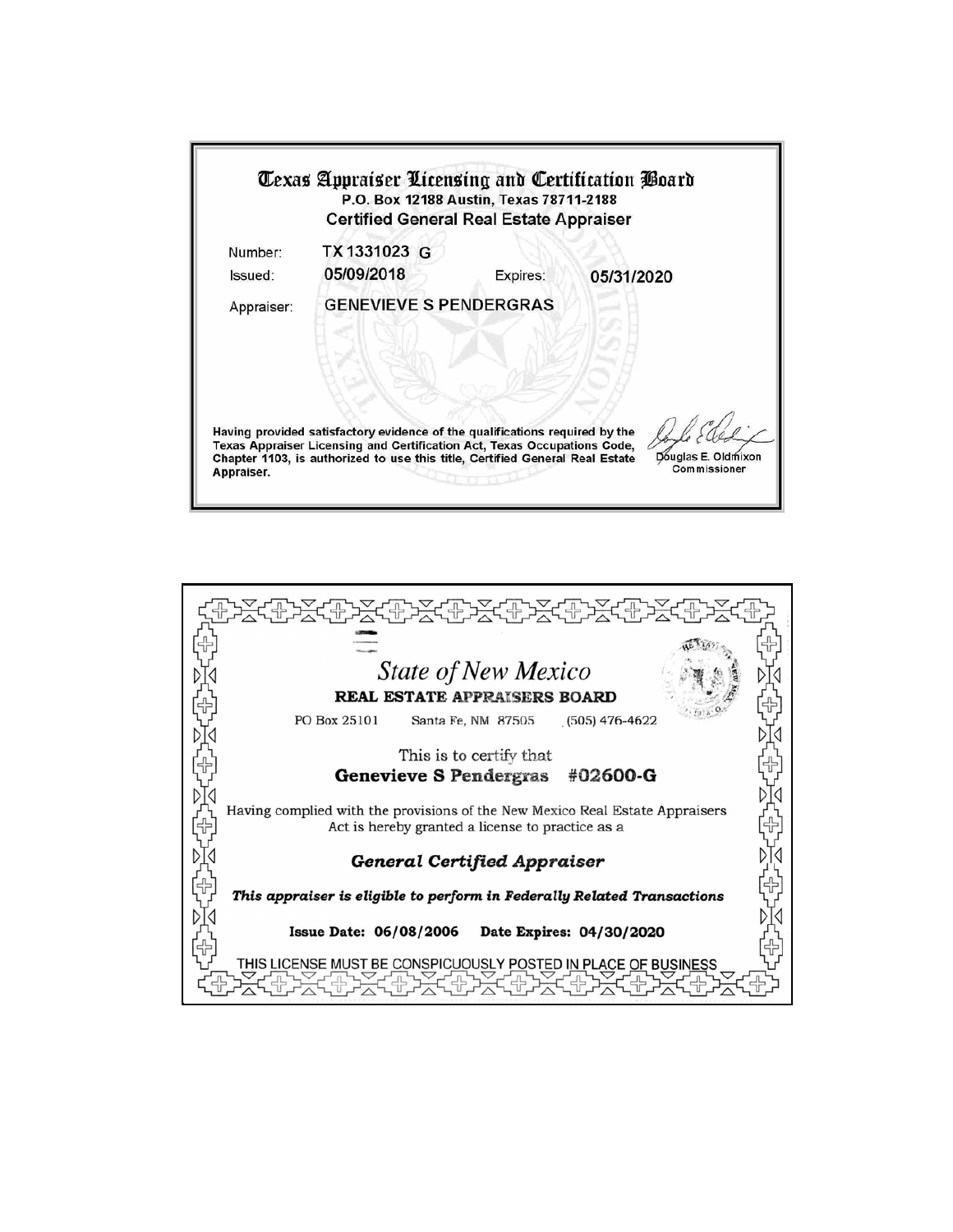# Texas Appraiser Licensing and Certification Board

P.O. Box 12188 Austin, Texas 78711-2188

**Certified General Real Estate Appraiser**

Number: TX 1331023 G

Issued: 05/09/2018 Expires: 05/31/2020

Appraiser: GENEVIEVE S PENDERGRAS

Having provided satisfactory evidence of the qualifications required by the Texas Appraiser Licensing and Certification Act, Texas Occupations Code, Chapter 1103, is authorized to use this title, Certified General Real Estate Appraiser.

Douglas E. Oldmixon
Commissioner

---

# *State of New Mexico*

**REAL ESTATE APPRAISERS BOARD**

PO Box 25101 Santa Fe, NM 87505 (505) 476-4622

This is to certify that

**Genevieve S Pendergras #02600-G**

Having complied with the provisions of the New Mexico Real Estate Appraisers Act is hereby granted a license to practice as a

***General Certified Appraiser***

***This appraiser is eligible to perform in Federally Related Transactions***

**Issue Date: 06/08/2006 Date Expires: 04/30/2020**

THIS LICENSE MUST BE CONSPICUOUSLY POSTED IN PLACE OF BUSINESS